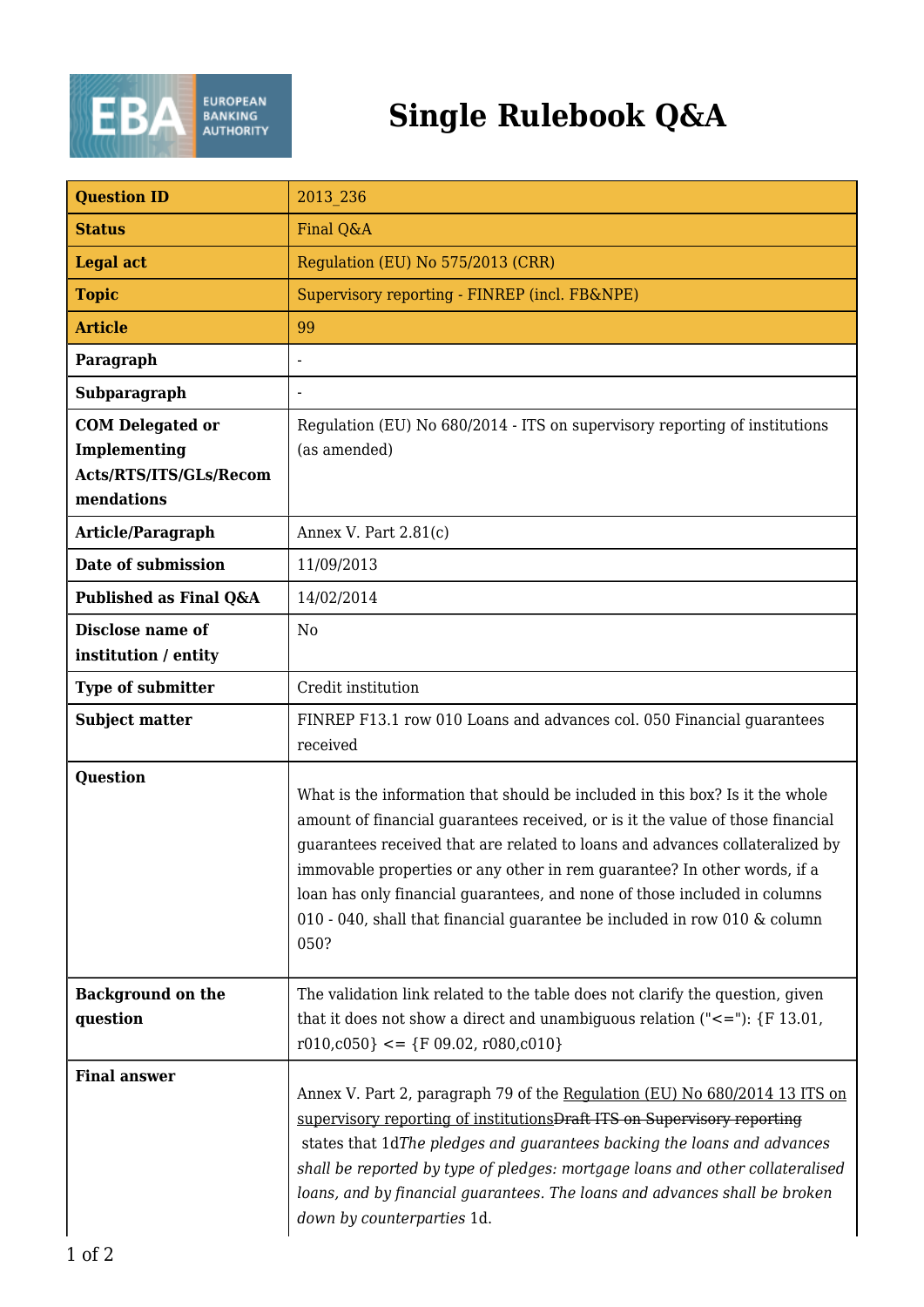# Single Rulebook Q&A

| Question ID | 2013_236 |
|---|---|
| Status | Final Q&A |
| Legal act | Regulation (EU) No 575/2013 (CRR) |
| Topic | Supervisory reporting - FINREP (incl. FB&NPE) |
| Article | 99 |
| Paragraph | - |
| Subparagraph | - |
| COM Delegated or Implementing Acts/RTS/ITS/GLs/Recommendations | Regulation (EU) No 680/2014 - ITS on supervisory reporting of institutions (as amended) |
| Article/Paragraph | Annex V. Part 2.81(c) |
| Date of submission | 11/09/2013 |
| Published as Final Q&A | 14/02/2014 |
| Disclose name of institution / entity | No |
| Type of submitter | Credit institution |
| Subject matter | FINREP F13.1 row 010 Loans and advances col. 050 Financial guarantees received |
| Question | What is the information that should be included in this box? Is it the whole amount of financial guarantees received, or is it the value of those financial guarantees received that are related to loans and advances collateralized by immovable properties or any other in rem guarantee? In other words, if a loan has only financial guarantees, and none of those included in columns 010 - 040, shall that financial guarantee be included in row 010 & column 050? |
| Background on the question | The validation link related to the table does not clarify the question, given that it does not show a direct and unambiguous relation ("<="): {F 13.01, r010,c050} <= {F 09.02, r080,c010} |
| Final answer | Annex V. Part 2, paragraph 79 of the Regulation (EU) No 680/2014 13 ITS on supervisory reporting of institutions~~Draft ITS on Supervisory reporting~~ states that 1d*The pledges and guarantees backing the loans and advances shall be reported by type of pledges: mortgage loans and other collateralised loans, and by financial guarantees. The loans and advances shall be broken down by counterparties* 1d. |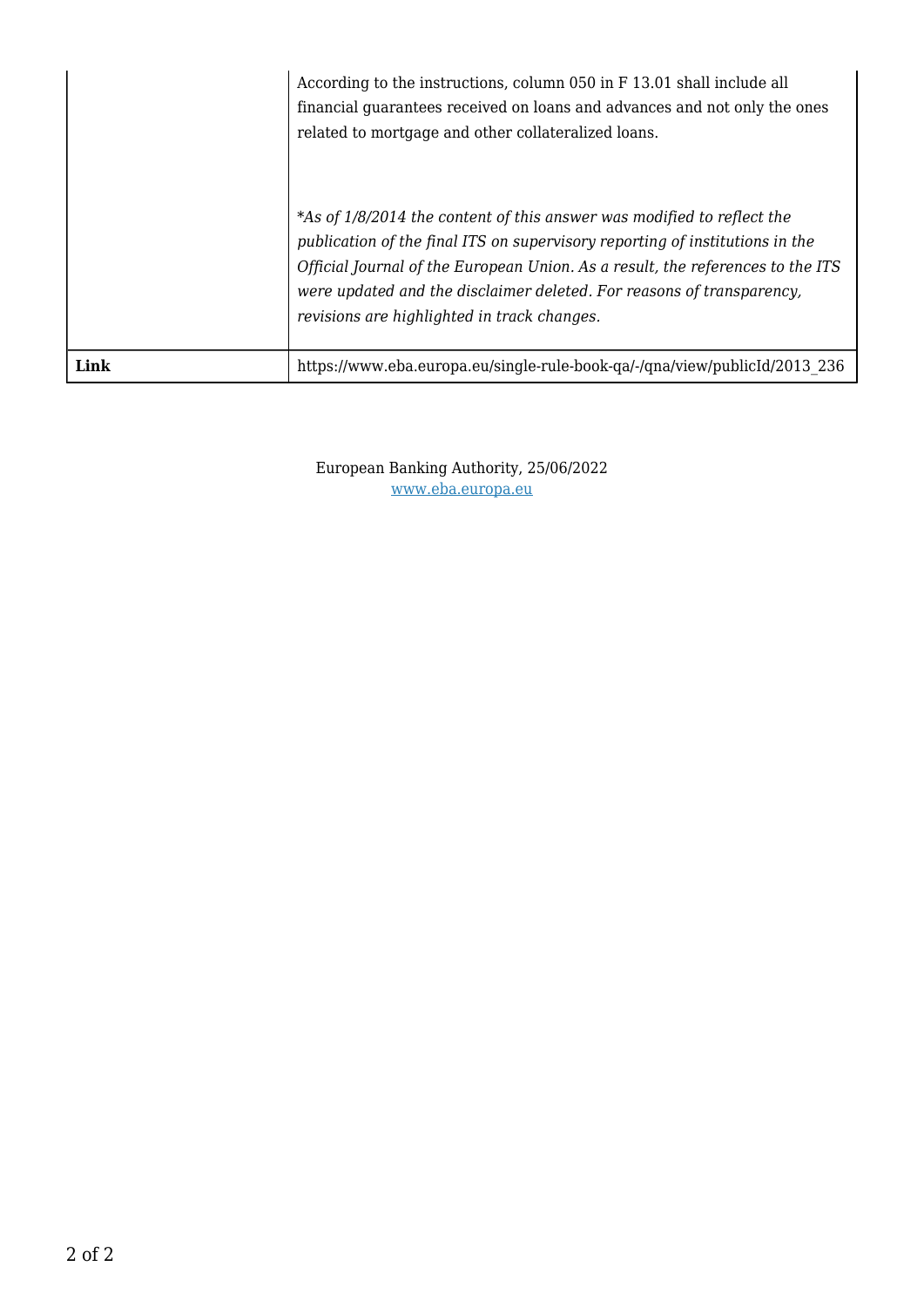| | |
|---|---|
| | According to the instructions, column 050 in F 13.01 shall include all financial guarantees received on loans and advances and not only the ones related to mortgage and other collateralized loans.<br><br>*\*As of 1/8/2014 the content of this answer was modified to reflect the publication of the final ITS on supervisory reporting of institutions in the Official Journal of the European Union. As a result, the references to the ITS were updated and the disclaimer deleted. For reasons of transparency, revisions are highlighted in track changes.* |
| **Link** | https://www.eba.europa.eu/single-rule-book-qa/-/qna/view/publicId/2013_236 |

European Banking Authority, 25/06/2022
www.eba.europa.eu